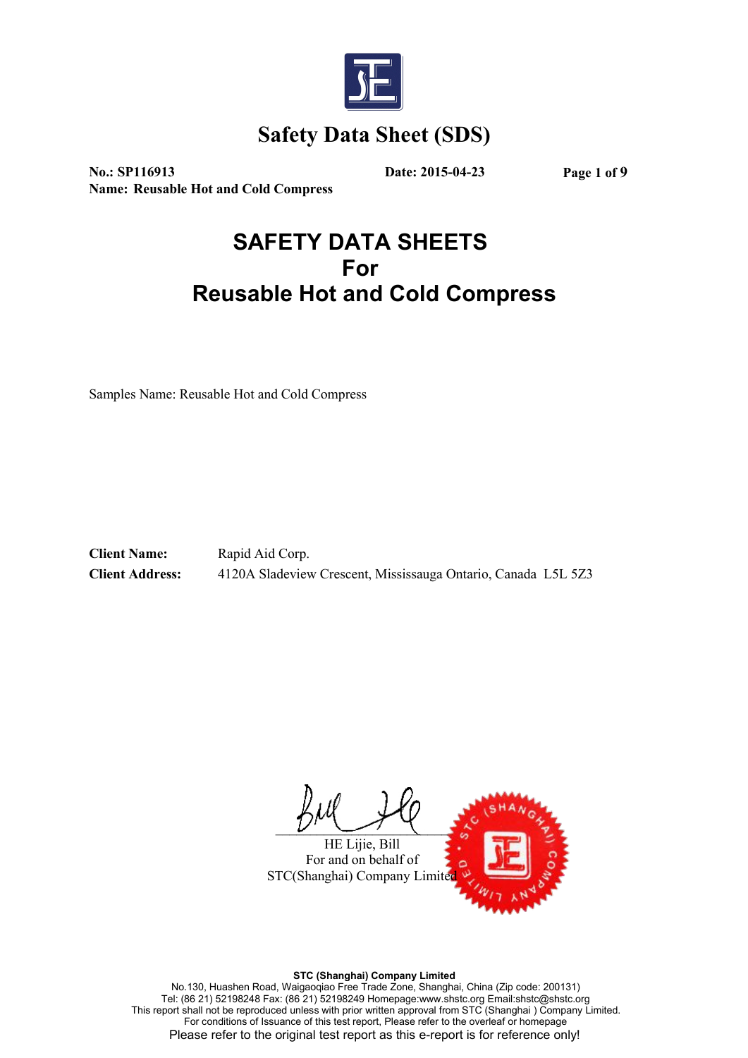# Safety Data Sheet (SDS)

**No.: SP116913** **Date: 2015-04-23**

**Name: Reusable Hot and Cold Compress**

## SAFETY DATA SHEETS
## For
## Reusable Hot and Cold Compress

Samples Name: Reusable Hot and Cold Compress

**Client Name:** Rapid Aid Corp.

**Client Address:** 4120A Sladeview Crescent, Mississauga Ontario, Canada L5L 5Z3

HE Lijie, Bill
For and on behalf of
STC(Shanghai) Company Limited

**STC (Shanghai) Company Limited**
No.130, Huashen Road, Waigaoqiao Free Trade Zone, Shanghai, China (Zip code: 200131)
Tel: (86 21) 52198248 Fax: (86 21) 52198249 Homepage:www.shstc.org Email:shstc@shstc.org
This report shall not be reproduced unless with prior written approval from STC (Shanghai ) Company Limited.
For conditions of Issuance of this test report, Please refer to the overleaf or homepage
Please refer to the original test report as this e-report is for reference only!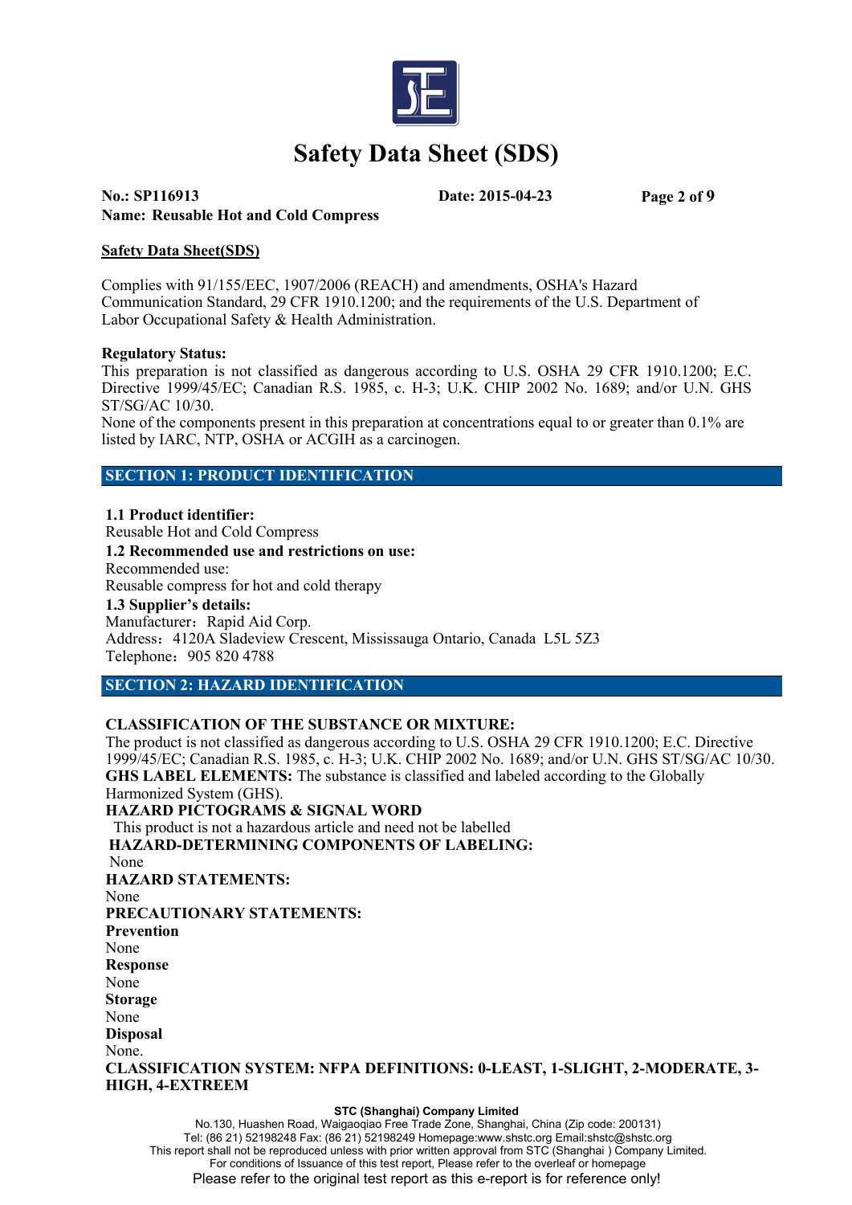# Safety Data Sheet (SDS)

**No.: SP116913** **Date: 2015-04-23**
**Name: Reusable Hot and Cold Compress**

**Safety Data Sheet(SDS)**

Complies with 91/155/EEC, 1907/2006 (REACH) and amendments, OSHA's Hazard Communication Standard, 29 CFR 1910.1200; and the requirements of the U.S. Department of Labor Occupational Safety & Health Administration.

**Regulatory Status:**
This preparation is not classified as dangerous according to U.S. OSHA 29 CFR 1910.1200; E.C. Directive 1999/45/EC; Canadian R.S. 1985, c. H-3; U.K. CHIP 2002 No. 1689; and/or U.N. GHS ST/SG/AC 10/30.
None of the components present in this preparation at concentrations equal to or greater than 0.1% are listed by IARC, NTP, OSHA or ACGIH as a carcinogen.

## SECTION 1: PRODUCT IDENTIFICATION

**1.1 Product identifier:**
Reusable Hot and Cold Compress
**1.2 Recommended use and restrictions on use:**
Recommended use:
Reusable compress for hot and cold therapy
**1.3 Supplier's details:**
Manufacturer：Rapid Aid Corp.
Address：4120A Sladeview Crescent, Mississauga Ontario, Canada L5L 5Z3
Telephone：905 820 4788

## SECTION 2: HAZARD IDENTIFICATION

**CLASSIFICATION OF THE SUBSTANCE OR MIXTURE:**
The product is not classified as dangerous according to U.S. OSHA 29 CFR 1910.1200; E.C. Directive 1999/45/EC; Canadian R.S. 1985, c. H-3; U.K. CHIP 2002 No. 1689; and/or U.N. GHS ST/SG/AC 10/30.
**GHS LABEL ELEMENTS:** The substance is classified and labeled according to the Globally Harmonized System (GHS).
**HAZARD PICTOGRAMS & SIGNAL WORD**
This product is not a hazardous article and need not be labelled
**HAZARD-DETERMINING COMPONENTS OF LABELING:**
None
**HAZARD STATEMENTS:**
None
**PRECAUTIONARY STATEMENTS:**
**Prevention**
None
**Response**
None
**Storage**
None
**Disposal**
None.
**CLASSIFICATION SYSTEM: NFPA DEFINITIONS: 0-LEAST, 1-SLIGHT, 2-MODERATE, 3-HIGH, 4-EXTREEM**

**STC (Shanghai) Company Limited**
No.130, Huashen Road, Waigaoqiao Free Trade Zone, Shanghai, China (Zip code: 200131)
Tel: (86 21) 52198248 Fax: (86 21) 52198249 Homepage:www.shstc.org Email:shstc@shstc.org
This report shall not be reproduced unless with prior written approval from STC (Shanghai ) Company Limited.
For conditions of Issuance of this test report, Please refer to the overleaf or homepage
Please refer to the original test report as this e-report is for reference only!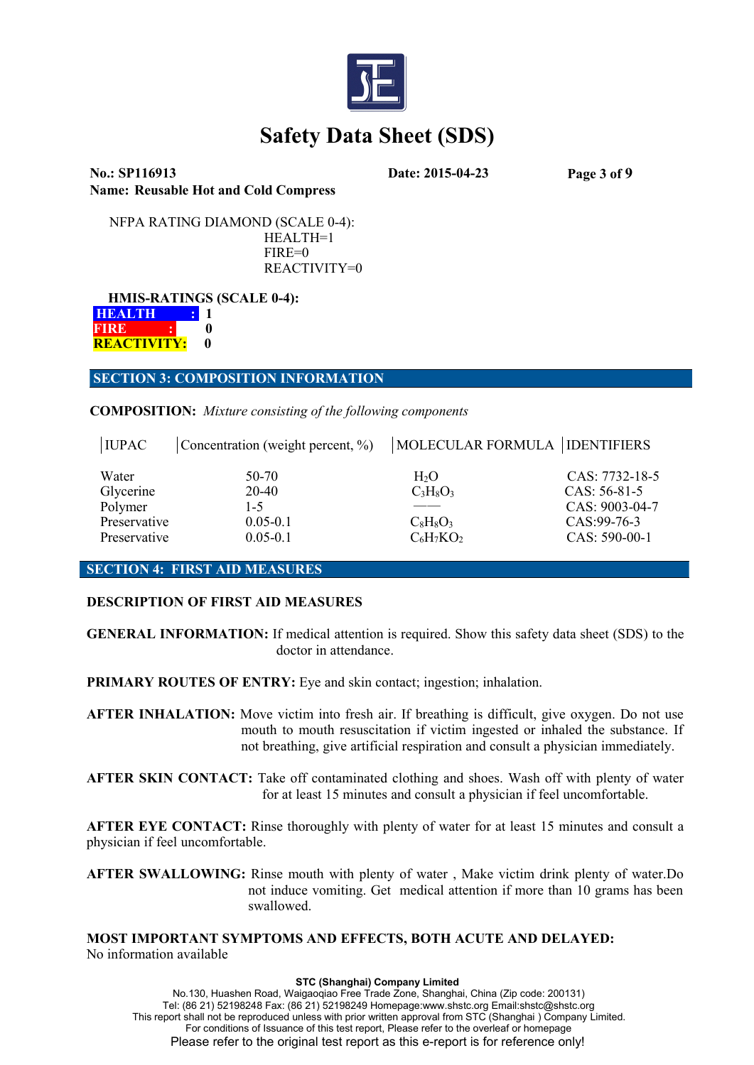# Safety Data Sheet (SDS)

**No.: SP116913** **Date: 2015-04-23**

**Name: Reusable Hot and Cold Compress**

NFPA RATING DIAMOND (SCALE 0-4):
HEALTH=1
FIRE=0
REACTIVITY=0

**HMIS-RATINGS (SCALE 0-4):**

**HEALTH : 1**
**FIRE : 0**
**REACTIVITY: 0**

## SECTION 3: COMPOSITION INFORMATION

**COMPOSITION:** *Mixture consisting of the following components*

| IUPAC | Concentration (weight percent, %) | MOLECULAR FORMULA | IDENTIFIERS |
|---|---|---|---|
| Water | 50-70 | $H_2O$ | CAS: 7732-18-5 |
| Glycerine | 20-40 | $C_3H_8O_3$ | CAS: 56-81-5 |
| Polymer | 1-5 | —— | CAS: 9003-04-7 |
| Preservative | 0.05-0.1 | $C_8H_8O_3$ | CAS:99-76-3 |
| Preservative | 0.05-0.1 | $C_6H_7KO_2$ | CAS: 590-00-1 |

## SECTION 4: FIRST AID MEASURES

**DESCRIPTION OF FIRST AID MEASURES**

**GENERAL INFORMATION:** If medical attention is required. Show this safety data sheet (SDS) to the doctor in attendance.

**PRIMARY ROUTES OF ENTRY:** Eye and skin contact; ingestion; inhalation.

**AFTER INHALATION:** Move victim into fresh air. If breathing is difficult, give oxygen. Do not use mouth to mouth resuscitation if victim ingested or inhaled the substance. If not breathing, give artificial respiration and consult a physician immediately.

**AFTER SKIN CONTACT:** Take off contaminated clothing and shoes. Wash off with plenty of water for at least 15 minutes and consult a physician if feel uncomfortable.

**AFTER EYE CONTACT:** Rinse thoroughly with plenty of water for at least 15 minutes and consult a physician if feel uncomfortable.

**AFTER SWALLOWING:** Rinse mouth with plenty of water , Make victim drink plenty of water.Do not induce vomiting. Get medical attention if more than 10 grams has been swallowed.

**MOST IMPORTANT SYMPTOMS AND EFFECTS, BOTH ACUTE AND DELAYED:**
No information available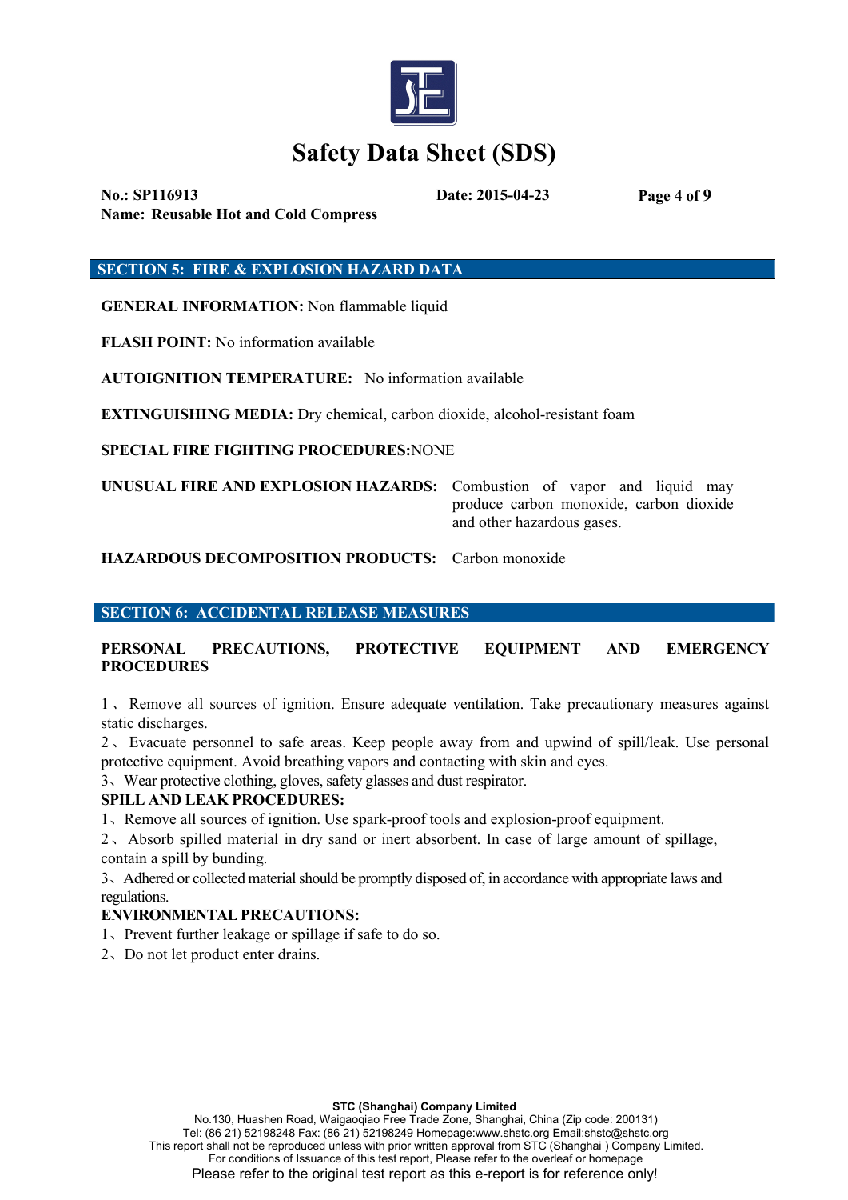## SECTION 5: FIRE & EXPLOSION HAZARD DATA

**GENERAL INFORMATION:** Non flammable liquid

**FLASH POINT:** No information available

**AUTOIGNITION TEMPERATURE:** No information available

**EXTINGUISHING MEDIA:** Dry chemical, carbon dioxide, alcohol-resistant foam

**SPECIAL FIRE FIGHTING PROCEDURES:** NONE

**UNUSUAL FIRE AND EXPLOSION HAZARDS:** Combustion of vapor and liquid may produce carbon monoxide, carbon dioxide and other hazardous gases.

**HAZARDOUS DECOMPOSITION PRODUCTS:** Carbon monoxide

## SECTION 6: ACCIDENTAL RELEASE MEASURES

**PERSONAL PRECAUTIONS, PROTECTIVE EQUIPMENT AND EMERGENCY PROCEDURES**

1、Remove all sources of ignition. Ensure adequate ventilation. Take precautionary measures against static discharges.
2、Evacuate personnel to safe areas. Keep people away from and upwind of spill/leak. Use personal protective equipment. Avoid breathing vapors and contacting with skin and eyes.
3、Wear protective clothing, gloves, safety glasses and dust respirator.

**SPILL AND LEAK PROCEDURES:**

1、Remove all sources of ignition. Use spark-proof tools and explosion-proof equipment.
2、Absorb spilled material in dry sand or inert absorbent. In case of large amount of spillage, contain a spill by bunding.
3、Adhered or collected material should be promptly disposed of, in accordance with appropriate laws and regulations.

**ENVIRONMENTAL PRECAUTIONS:**

1、Prevent further leakage or spillage if safe to do so.
2、Do not let product enter drains.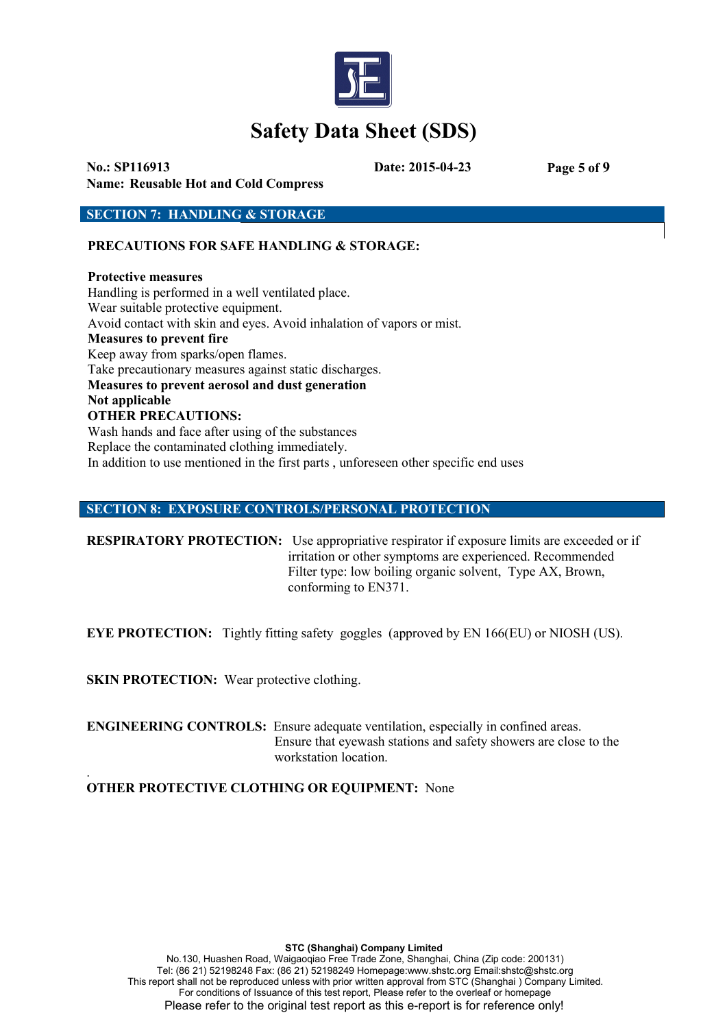## SECTION 7: HANDLING & STORAGE

**PRECAUTIONS FOR SAFE HANDLING & STORAGE:**

**Protective measures**
Handling is performed in a well ventilated place.
Wear suitable protective equipment.
Avoid contact with skin and eyes. Avoid inhalation of vapors or mist.
**Measures to prevent fire**
Keep away from sparks/open flames.
Take precautionary measures against static discharges.
**Measures to prevent aerosol and dust generation**
**Not applicable**
**OTHER PRECAUTIONS:**
Wash hands and face after using of the substances
Replace the contaminated clothing immediately.
In addition to use mentioned in the first parts , unforeseen other specific end uses

## SECTION 8: EXPOSURE CONTROLS/PERSONAL PROTECTION

**RESPIRATORY PROTECTION:** Use appropriative respirator if exposure limits are exceeded or if irritation or other symptoms are experienced. Recommended Filter type: low boiling organic solvent, Type AX, Brown, conforming to EN371.

**EYE PROTECTION:** Tightly fitting safety goggles (approved by EN 166(EU) or NIOSH (US).

**SKIN PROTECTION:** Wear protective clothing.

**ENGINEERING CONTROLS:** Ensure adequate ventilation, especially in confined areas. Ensure that eyewash stations and safety showers are close to the workstation location.

**OTHER PROTECTIVE CLOTHING OR EQUIPMENT:** None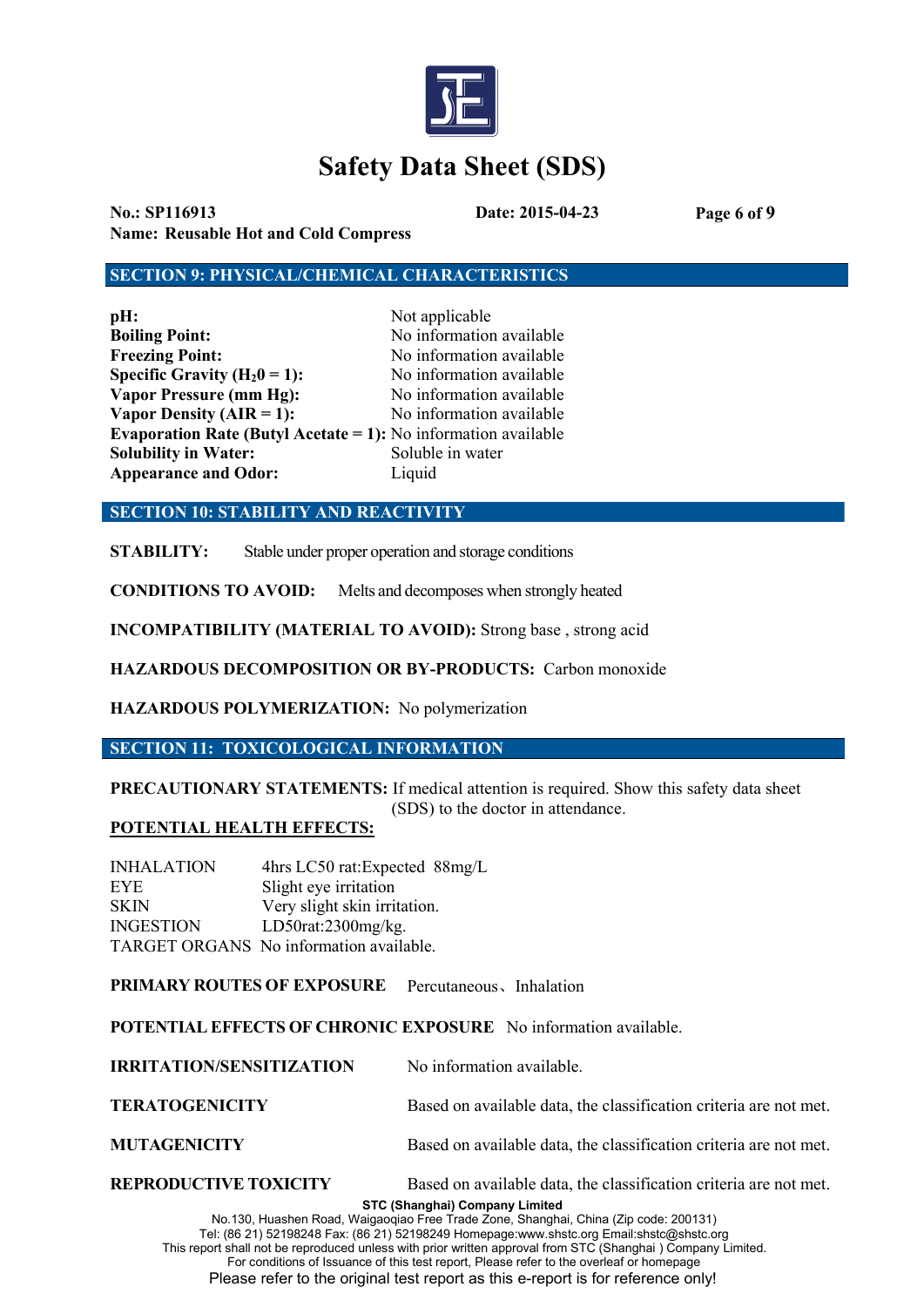## SECTION 9: PHYSICAL/CHEMICAL CHARACTERISTICS

| | |
|---|---|
| **pH:** | Not applicable |
| **Boiling Point:** | No information available |
| **Freezing Point:** | No information available |
| **Specific Gravity ($H_20 = 1$):** | No information available |
| **Vapor Pressure (mm Hg):** | No information available |
| **Vapor Density (AIR = 1):** | No information available |
| **Evaporation Rate (Butyl Acetate = 1):** | No information available |
| **Solubility in Water:** | Soluble in water |
| **Appearance and Odor:** | Liquid |

## SECTION 10: STABILITY AND REACTIVITY

**STABILITY:** Stable under proper operation and storage conditions

**CONDITIONS TO AVOID:** Melts and decomposes when strongly heated

**INCOMPATIBILITY (MATERIAL TO AVOID):** Strong base , strong acid

**HAZARDOUS DECOMPOSITION OR BY-PRODUCTS:** Carbon monoxide

**HAZARDOUS POLYMERIZATION:** No polymerization

## SECTION 11: TOXICOLOGICAL INFORMATION

**PRECAUTIONARY STATEMENTS:** If medical attention is required. Show this safety data sheet (SDS) to the doctor in attendance.

**POTENTIAL HEALTH EFFECTS:**

| | |
|---|---|
| INHALATION | 4hrs LC50 rat:Expected 88mg/L |
| EYE | Slight eye irritation |
| SKIN | Very slight skin irritation. |
| INGESTION | LD50rat:2300mg/kg. |
| TARGET ORGANS | No information available. |

**PRIMARY ROUTES OF EXPOSURE** Percutaneous、Inhalation

**POTENTIAL EFFECTS OF CHRONIC EXPOSURE** No information available.

**IRRITATION/SENSITIZATION** No information available.

**TERATOGENICITY** Based on available data, the classification criteria are not met.

**MUTAGENICITY** Based on available data, the classification criteria are not met.

**REPRODUCTIVE TOXICITY** Based on available data, the classification criteria are not met.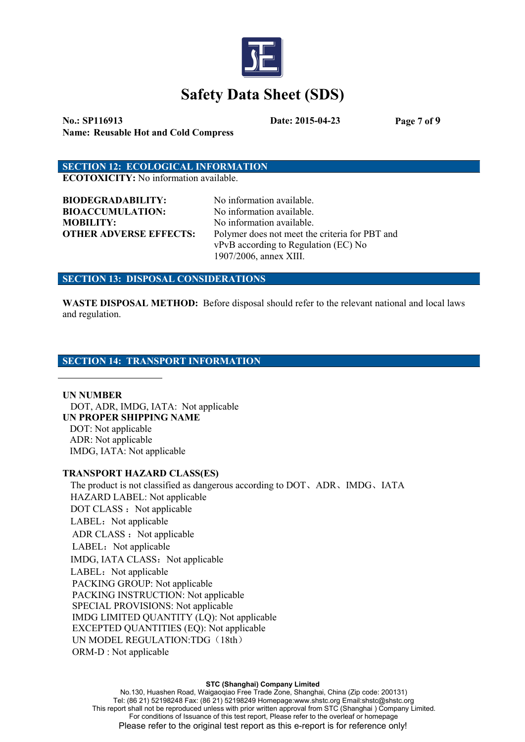## SECTION 12: ECOLOGICAL INFORMATION

**ECOTOXICITY:** No information available.

**BIODEGRADABILITY:** No information available.
**BIOACCUMULATION:** No information available.
**MOBILITY:** No information available.
**OTHER ADVERSE EFFECTS:** Polymer does not meet the criteria for PBT and vPvB according to Regulation (EC) No 1907/2006, annex XIII.

## SECTION 13: DISPOSAL CONSIDERATIONS

**WASTE DISPOSAL METHOD:** Before disposal should refer to the relevant national and local laws and regulation.

## SECTION 14: TRANSPORT INFORMATION

**UN NUMBER**
DOT, ADR, IMDG, IATA: Not applicable
**UN PROPER SHIPPING NAME**
DOT: Not applicable
ADR: Not applicable
IMDG, IATA: Not applicable

**TRANSPORT HAZARD CLASS(ES)**
The product is not classified as dangerous according to DOT、ADR、IMDG、IATA
HAZARD LABEL: Not applicable
DOT CLASS：Not applicable
LABEL：Not applicable
ADR CLASS：Not applicable
LABEL：Not applicable
IMDG, IATA CLASS：Not applicable
LABEL：Not applicable
PACKING GROUP: Not applicable
PACKING INSTRUCTION: Not applicable
SPECIAL PROVISIONS: Not applicable
IMDG LIMITED QUANTITY (LQ): Not applicable
EXCEPTED QUANTITIES (EQ): Not applicable
UN MODEL REGULATION:TDG（18th）
ORM-D : Not applicable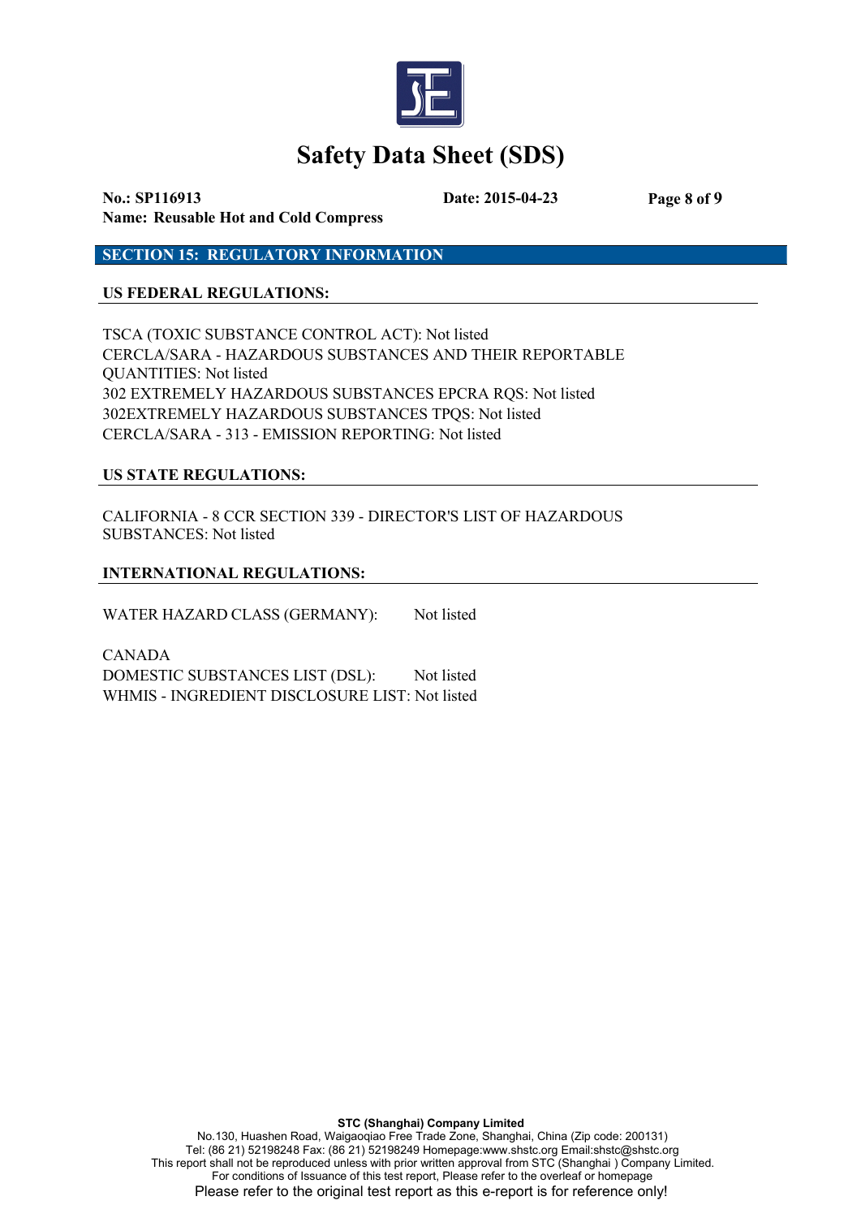## SECTION 15: REGULATORY INFORMATION

### US FEDERAL REGULATIONS:

TSCA (TOXIC SUBSTANCE CONTROL ACT): Not listed
CERCLA/SARA - HAZARDOUS SUBSTANCES AND THEIR REPORTABLE QUANTITIES: Not listed
302 EXTREMELY HAZARDOUS SUBSTANCES EPCRA RQS: Not listed
302EXTREMELY HAZARDOUS SUBSTANCES TPQS: Not listed
CERCLA/SARA - 313 - EMISSION REPORTING: Not listed

### US STATE REGULATIONS:

CALIFORNIA - 8 CCR SECTION 339 - DIRECTOR'S LIST OF HAZARDOUS SUBSTANCES: Not listed

### INTERNATIONAL REGULATIONS:

WATER HAZARD CLASS (GERMANY): Not listed

CANADA
DOMESTIC SUBSTANCES LIST (DSL): Not listed
WHMIS - INGREDIENT DISCLOSURE LIST: Not listed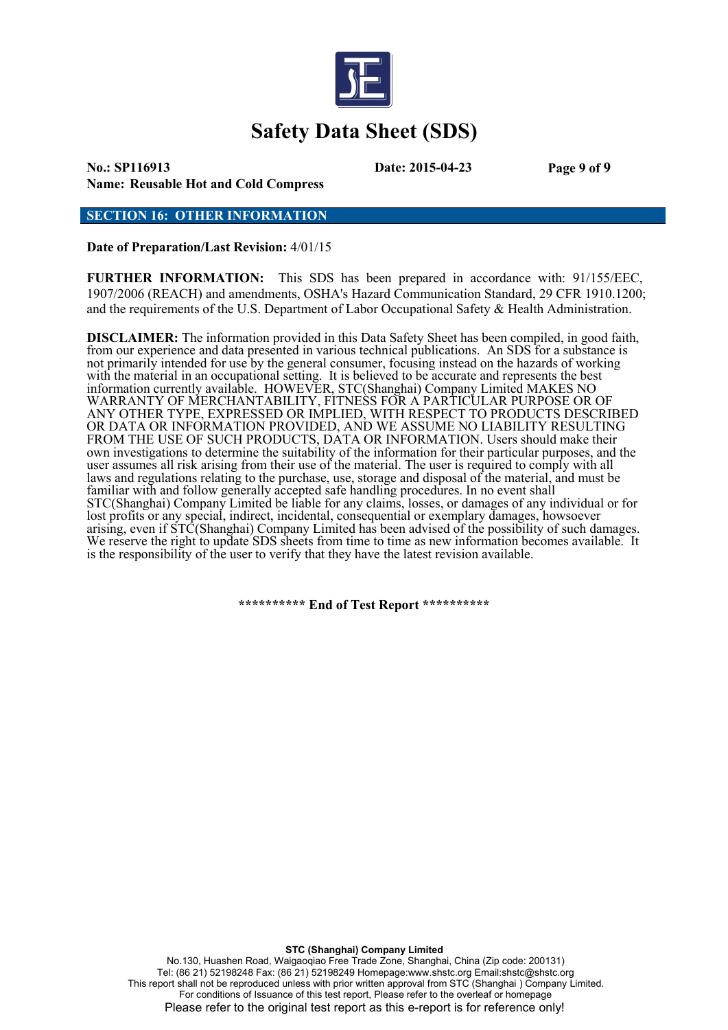# Safety Data Sheet (SDS)

**No.: SP116913** **Date: 2015-04-23**

**Name: Reusable Hot and Cold Compress**

## SECTION 16: OTHER INFORMATION

**Date of Preparation/Last Revision:** 4/01/15

**FURTHER INFORMATION:** This SDS has been prepared in accordance with: 91/155/EEC, 1907/2006 (REACH) and amendments, OSHA's Hazard Communication Standard, 29 CFR 1910.1200; and the requirements of the U.S. Department of Labor Occupational Safety & Health Administration.

**DISCLAIMER:** The information provided in this Data Safety Sheet has been compiled, in good faith, from our experience and data presented in various technical publications. An SDS for a substance is not primarily intended for use by the general consumer, focusing instead on the hazards of working with the material in an occupational setting. It is believed to be accurate and represents the best information currently available. HOWEVER, STC(Shanghai) Company Limited MAKES NO WARRANTY OF MERCHANTABILITY, FITNESS FOR A PARTICULAR PURPOSE OR OF ANY OTHER TYPE, EXPRESSED OR IMPLIED, WITH RESPECT TO PRODUCTS DESCRIBED OR DATA OR INFORMATION PROVIDED, AND WE ASSUME NO LIABILITY RESULTING FROM THE USE OF SUCH PRODUCTS, DATA OR INFORMATION. Users should make their own investigations to determine the suitability of the information for their particular purposes, and the user assumes all risk arising from their use of the material. The user is required to comply with all laws and regulations relating to the purchase, use, storage and disposal of the material, and must be familiar with and follow generally accepted safe handling procedures. In no event shall STC(Shanghai) Company Limited be liable for any claims, losses, or damages of any individual or for lost profits or any special, indirect, incidental, consequential or exemplary damages, howsoever arising, even if STC(Shanghai) Company Limited has been advised of the possibility of such damages. We reserve the right to update SDS sheets from time to time as new information becomes available. It is the responsibility of the user to verify that they have the latest revision available.

**********  End of Test Report  **********

**STC (Shanghai) Company Limited**

No.130, Huashen Road, Waigaoqiao Free Trade Zone, Shanghai, China (Zip code: 200131)
Tel: (86 21) 52198248 Fax: (86 21) 52198249 Homepage:www.shstc.org Email:shstc@shstc.org
This report shall not be reproduced unless with prior written approval from STC (Shanghai ) Company Limited.
For conditions of Issuance of this test report, Please refer to the overleaf or homepage
Please refer to the original test report as this e-report is for reference only!